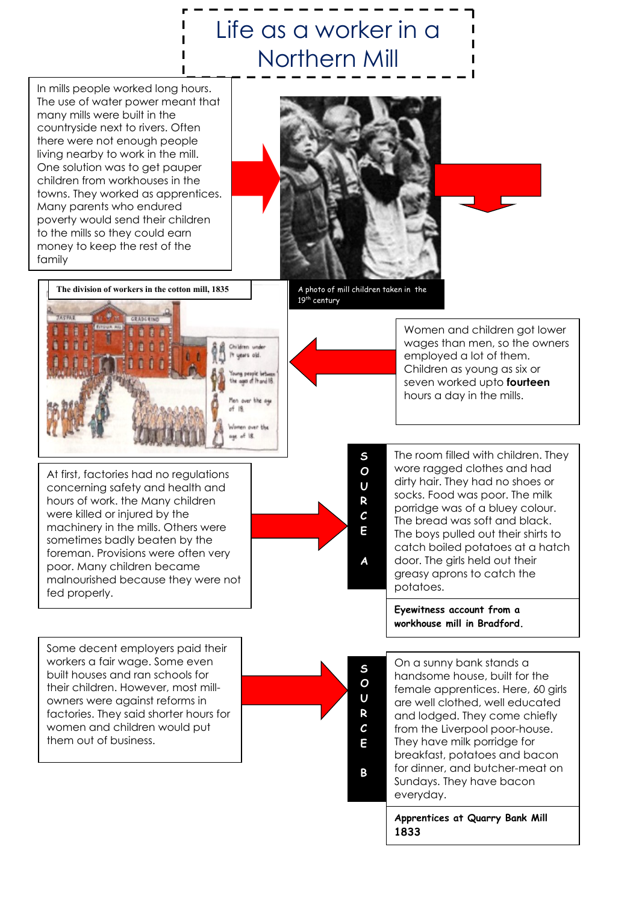# Life as a worker in a Northern Mill

In mills people worked long hours. The use of water power meant that many mills were built in the countryside next to rivers. Often there were not enough people living nearby to work in the mill. One solution was to get pauper children from workhouses in the towns. They worked as apprentices. Many parents who endured poverty would send their children to the mills so they could earn money to keep the rest of the family

A photo of mill children taken in the 19th century

**The division of workers in the cotton mill, 1835**

Children under 14 years old.

Young people between the ages of 14 and 18.

Men over the age of 18.

Women over the age of 18.

Women and children got lower wages than men, so the owners employed a lot of them. Children as young as six or seven worked upto **fourteen** hours a day in the mills.

At first, factories had no regulations concerning safety and health and hours of work. the Many children were killed or injured by the machinery in the mills. Others were sometimes badly beaten by the foreman. Provisions were often very poor. Many children became malnourished because they were not fed properly.

**SOURCE A**

The room filled with children. They wore ragged clothes and had dirty hair. They had no shoes or socks. Food was poor. The milk porridge was of a bluey colour. The bread was soft and black. The boys pulled out their shirts to catch boiled potatoes at a hatch door. The girls held out their greasy aprons to catch the potatoes.

**Eyewitness account from a workhouse mill in Bradford.**

Some decent employers paid their workers a fair wage. Some even built houses and ran schools for their children. However, most mill-owners were against reforms in factories. They said shorter hours for women and children would put them out of business.

**SOURCE B**

On a sunny bank stands a handsome house, built for the female apprentices. Here, 60 girls are well clothed, well educated and lodged. They come chiefly from the Liverpool poor-house. They have milk porridge for breakfast, potatoes and bacon for dinner, and butcher-meat on Sundays. They have bacon everyday.

**Apprentices at Quarry Bank Mill 1833**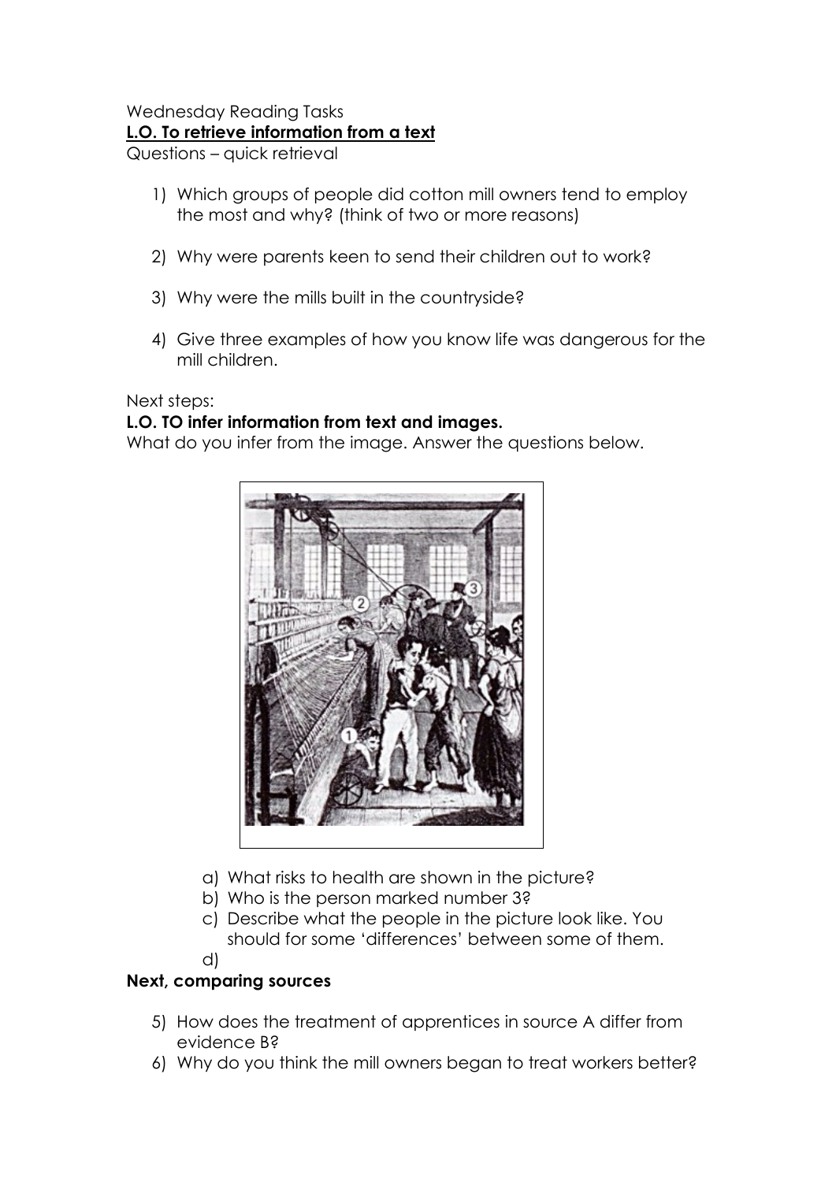Wednesday Reading Tasks

**L.O. To retrieve information from a text**

Questions – quick retrieval

1) Which groups of people did cotton mill owners tend to employ the most and why? (think of two or more reasons)

2) Why were parents keen to send their children out to work?

3) Why were the mills built in the countryside?

4) Give three examples of how you know life was dangerous for the mill children.

Next steps:

**L.O. TO infer information from text and images.**

What do you infer from the image. Answer the questions below.

a) What risks to health are shown in the picture?
b) Who is the person marked number 3?
c) Describe what the people in the picture look like. You should for some 'differences' between some of them.
d)

**Next, comparing sources**

5) How does the treatment of apprentices in source A differ from evidence B?
6) Why do you think the mill owners began to treat workers better?